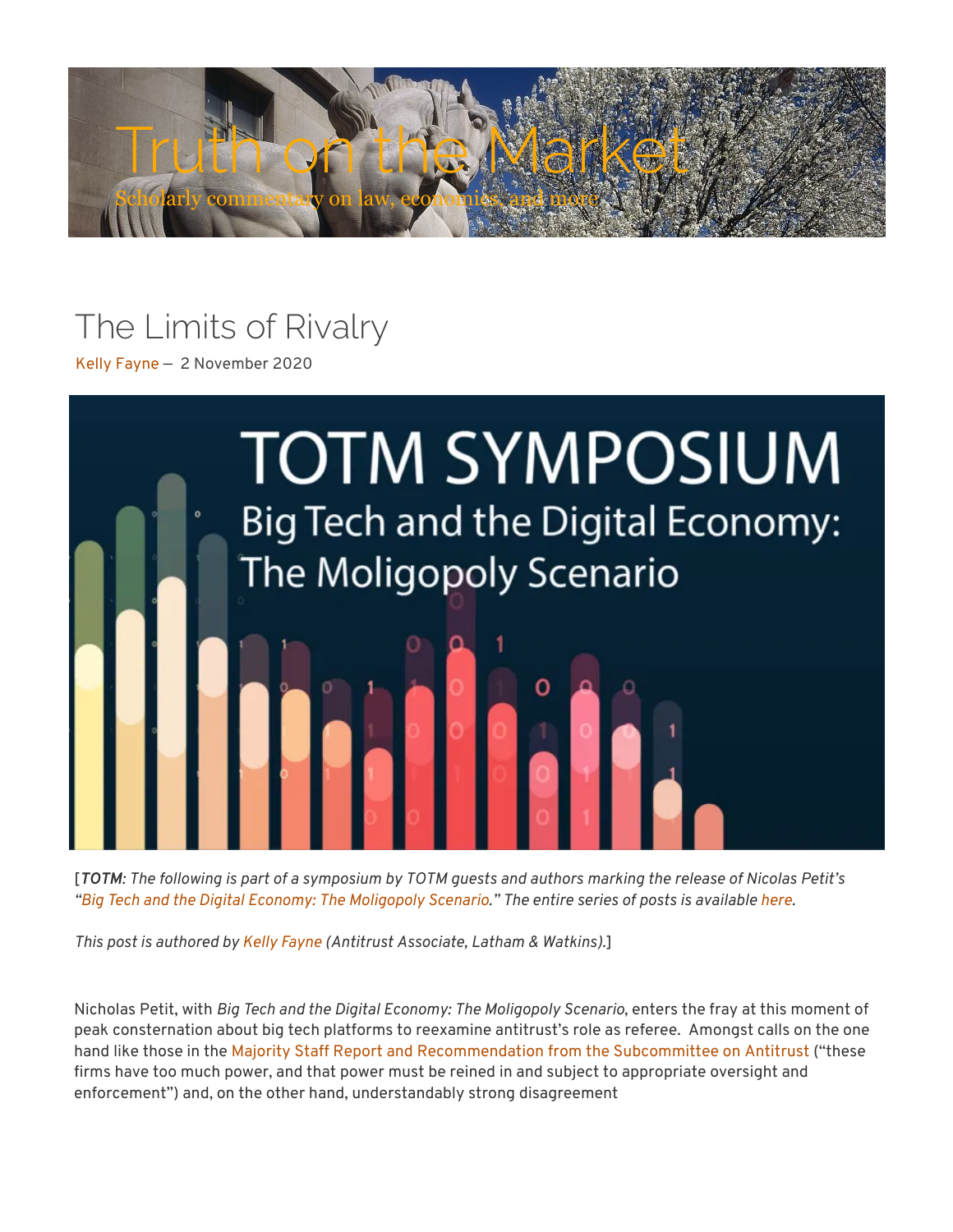Truth on the Market

Scholarly commentary on law, economics, and more

# The Limits of Rivalry

Kelly Fayne — 2 November 2020

[*TOTM: The following is part of a symposium by TOTM guests and authors marking the release of Nicolas Petit's "Big Tech and the Digital Economy: The Moligopoly Scenario." The entire series of posts is available here.*

*This post is authored by Kelly Fayne (Antitrust Associate, Latham & Watkins).*]

Nicholas Petit, with *Big Tech and the Digital Economy: The Moligopoly Scenario*, enters the fray at this moment of peak consternation about big tech platforms to reexamine antitrust's role as referee. Amongst calls on the one hand like those in the Majority Staff Report and Recommendation from the Subcommittee on Antitrust ("these firms have too much power, and that power must be reined in and subject to appropriate oversight and enforcement") and, on the other hand, understandably strong disagreement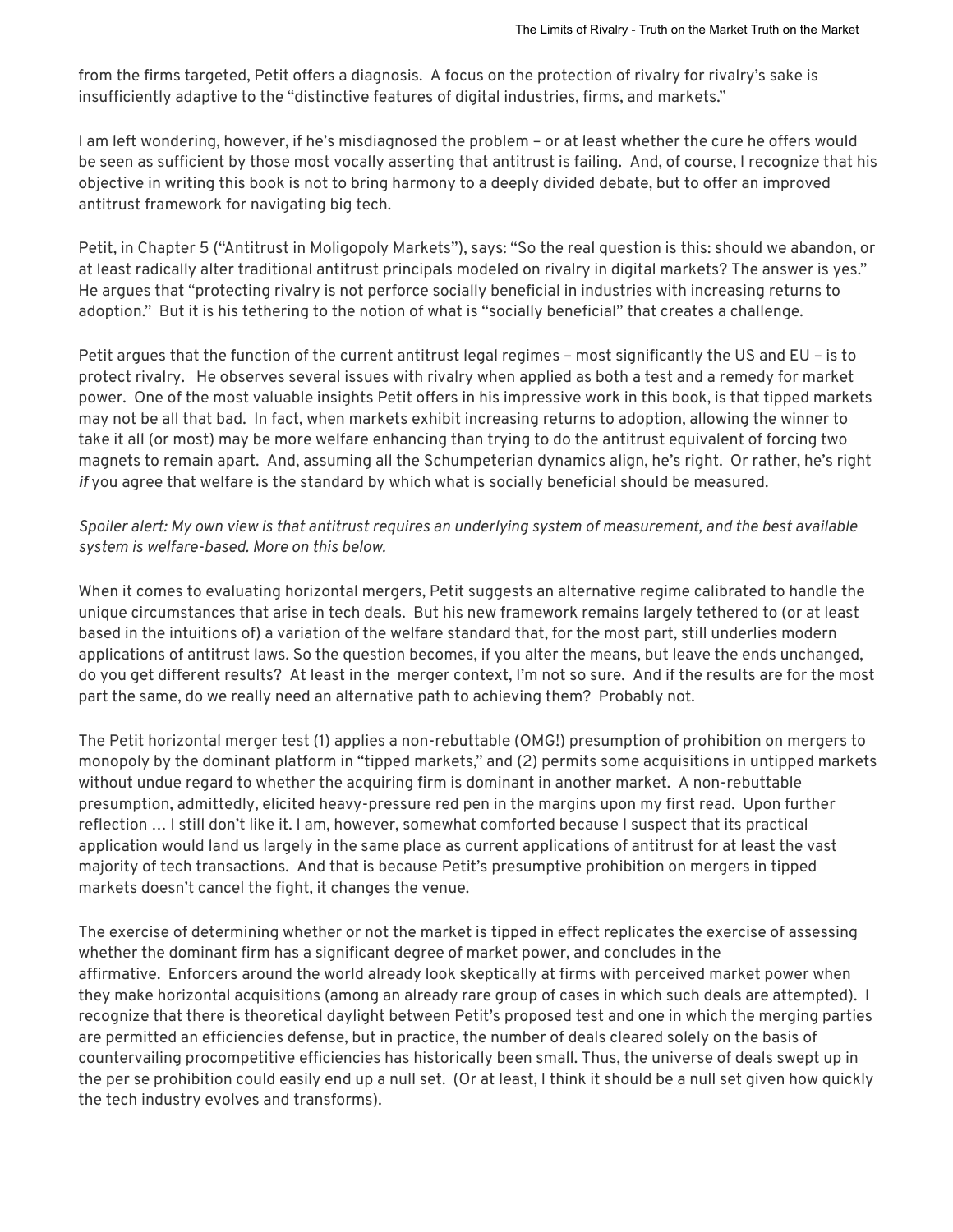from the firms targeted, Petit offers a diagnosis. A focus on the protection of rivalry for rivalry's sake is insufficiently adaptive to the "distinctive features of digital industries, firms, and markets."

I am left wondering, however, if he's misdiagnosed the problem – or at least whether the cure he offers would be seen as sufficient by those most vocally asserting that antitrust is failing. And, of course, I recognize that his objective in writing this book is not to bring harmony to a deeply divided debate, but to offer an improved antitrust framework for navigating big tech.

Petit, in Chapter 5 ("Antitrust in Moligopoly Markets"), says: "So the real question is this: should we abandon, or at least radically alter traditional antitrust principals modeled on rivalry in digital markets? The answer is yes." He argues that "protecting rivalry is not perforce socially beneficial in industries with increasing returns to adoption." But it is his tethering to the notion of what is "socially beneficial" that creates a challenge.

Petit argues that the function of the current antitrust legal regimes – most significantly the US and EU – is to protect rivalry. He observes several issues with rivalry when applied as both a test and a remedy for market power. One of the most valuable insights Petit offers in his impressive work in this book, is that tipped markets may not be all that bad. In fact, when markets exhibit increasing returns to adoption, allowing the winner to take it all (or most) may be more welfare enhancing than trying to do the antitrust equivalent of forcing two magnets to remain apart. And, assuming all the Schumpeterian dynamics align, he's right. Or rather, he's right ***if*** you agree that welfare is the standard by which what is socially beneficial should be measured.

*Spoiler alert: My own view is that antitrust requires an underlying system of measurement, and the best available system is welfare-based. More on this below.*

When it comes to evaluating horizontal mergers, Petit suggests an alternative regime calibrated to handle the unique circumstances that arise in tech deals. But his new framework remains largely tethered to (or at least based in the intuitions of) a variation of the welfare standard that, for the most part, still underlies modern applications of antitrust laws. So the question becomes, if you alter the means, but leave the ends unchanged, do you get different results? At least in the merger context, I'm not so sure. And if the results are for the most part the same, do we really need an alternative path to achieving them? Probably not.

The Petit horizontal merger test (1) applies a non-rebuttable (OMG!) presumption of prohibition on mergers to monopoly by the dominant platform in "tipped markets," and (2) permits some acquisitions in untipped markets without undue regard to whether the acquiring firm is dominant in another market. A non-rebuttable presumption, admittedly, elicited heavy-pressure red pen in the margins upon my first read. Upon further reflection … I still don't like it. I am, however, somewhat comforted because I suspect that its practical application would land us largely in the same place as current applications of antitrust for at least the vast majority of tech transactions. And that is because Petit's presumptive prohibition on mergers in tipped markets doesn't cancel the fight, it changes the venue.

The exercise of determining whether or not the market is tipped in effect replicates the exercise of assessing whether the dominant firm has a significant degree of market power, and concludes in the affirmative. Enforcers around the world already look skeptically at firms with perceived market power when they make horizontal acquisitions (among an already rare group of cases in which such deals are attempted). I recognize that there is theoretical daylight between Petit's proposed test and one in which the merging parties are permitted an efficiencies defense, but in practice, the number of deals cleared solely on the basis of countervailing procompetitive efficiencies has historically been small. Thus, the universe of deals swept up in the per se prohibition could easily end up a null set. (Or at least, I think it should be a null set given how quickly the tech industry evolves and transforms).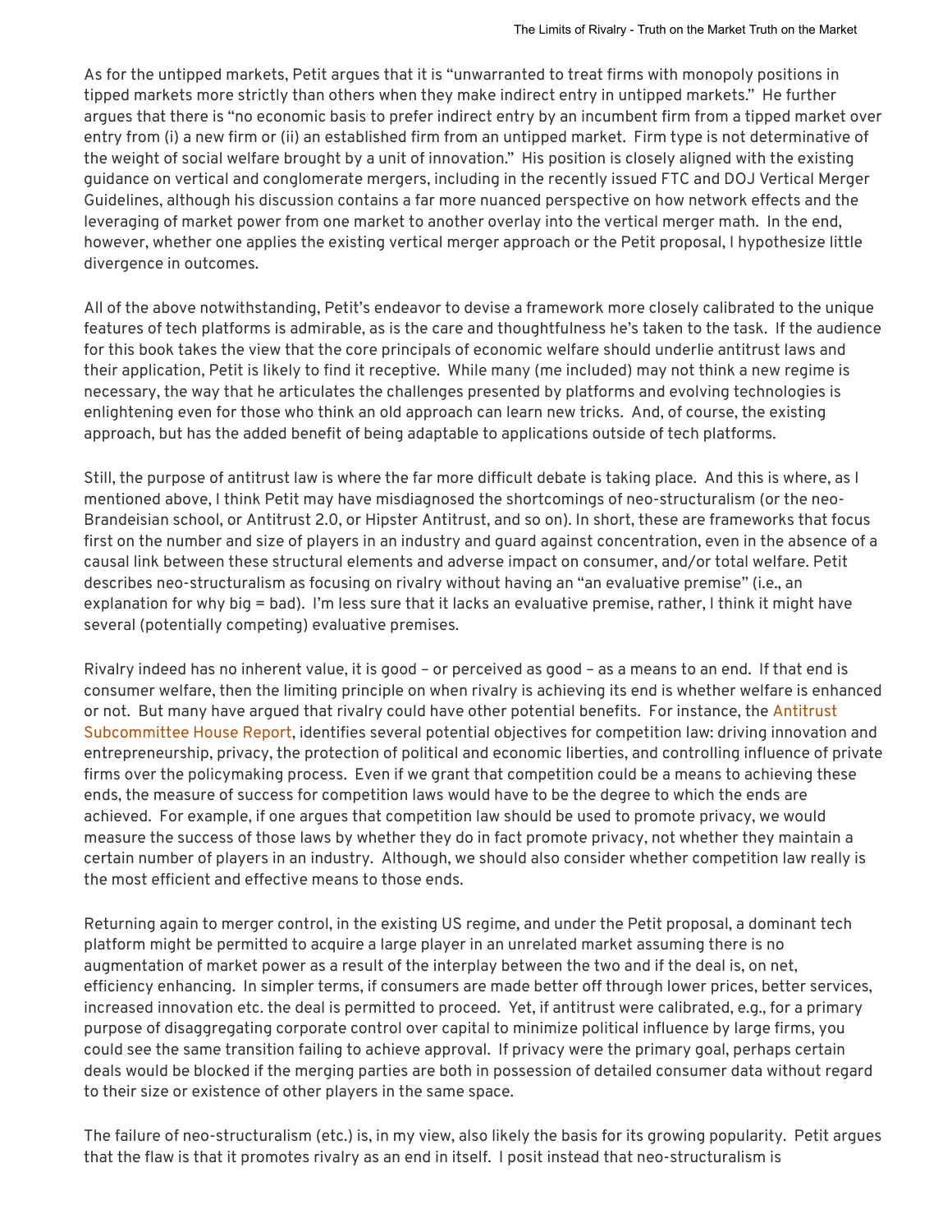As for the untipped markets, Petit argues that it is "unwarranted to treat firms with monopoly positions in tipped markets more strictly than others when they make indirect entry in untipped markets." He further argues that there is "no economic basis to prefer indirect entry by an incumbent firm from a tipped market over entry from (i) a new firm or (ii) an established firm from an untipped market. Firm type is not determinative of the weight of social welfare brought by a unit of innovation." His position is closely aligned with the existing guidance on vertical and conglomerate mergers, including in the recently issued FTC and DOJ Vertical Merger Guidelines, although his discussion contains a far more nuanced perspective on how network effects and the leveraging of market power from one market to another overlay into the vertical merger math. In the end, however, whether one applies the existing vertical merger approach or the Petit proposal, I hypothesize little divergence in outcomes.

All of the above notwithstanding, Petit's endeavor to devise a framework more closely calibrated to the unique features of tech platforms is admirable, as is the care and thoughtfulness he's taken to the task. If the audience for this book takes the view that the core principals of economic welfare should underlie antitrust laws and their application, Petit is likely to find it receptive. While many (me included) may not think a new regime is necessary, the way that he articulates the challenges presented by platforms and evolving technologies is enlightening even for those who think an old approach can learn new tricks. And, of course, the existing approach, but has the added benefit of being adaptable to applications outside of tech platforms.

Still, the purpose of antitrust law is where the far more difficult debate is taking place. And this is where, as I mentioned above, I think Petit may have misdiagnosed the shortcomings of neo-structuralism (or the neo-Brandeisian school, or Antitrust 2.0, or Hipster Antitrust, and so on). In short, these are frameworks that focus first on the number and size of players in an industry and guard against concentration, even in the absence of a causal link between these structural elements and adverse impact on consumer, and/or total welfare. Petit describes neo-structuralism as focusing on rivalry without having an "an evaluative premise" (i.e., an explanation for why big = bad). I'm less sure that it lacks an evaluative premise, rather, I think it might have several (potentially competing) evaluative premises.

Rivalry indeed has no inherent value, it is good – or perceived as good – as a means to an end. If that end is consumer welfare, then the limiting principle on when rivalry is achieving its end is whether welfare is enhanced or not. But many have argued that rivalry could have other potential benefits. For instance, the Antitrust Subcommittee House Report, identifies several potential objectives for competition law: driving innovation and entrepreneurship, privacy, the protection of political and economic liberties, and controlling influence of private firms over the policymaking process. Even if we grant that competition could be a means to achieving these ends, the measure of success for competition laws would have to be the degree to which the ends are achieved. For example, if one argues that competition law should be used to promote privacy, we would measure the success of those laws by whether they do in fact promote privacy, not whether they maintain a certain number of players in an industry. Although, we should also consider whether competition law really is the most efficient and effective means to those ends.

Returning again to merger control, in the existing US regime, and under the Petit proposal, a dominant tech platform might be permitted to acquire a large player in an unrelated market assuming there is no augmentation of market power as a result of the interplay between the two and if the deal is, on net, efficiency enhancing. In simpler terms, if consumers are made better off through lower prices, better services, increased innovation etc. the deal is permitted to proceed. Yet, if antitrust were calibrated, e.g., for a primary purpose of disaggregating corporate control over capital to minimize political influence by large firms, you could see the same transition failing to achieve approval. If privacy were the primary goal, perhaps certain deals would be blocked if the merging parties are both in possession of detailed consumer data without regard to their size or existence of other players in the same space.

The failure of neo-structuralism (etc.) is, in my view, also likely the basis for its growing popularity. Petit argues that the flaw is that it promotes rivalry as an end in itself. I posit instead that neo-structuralism is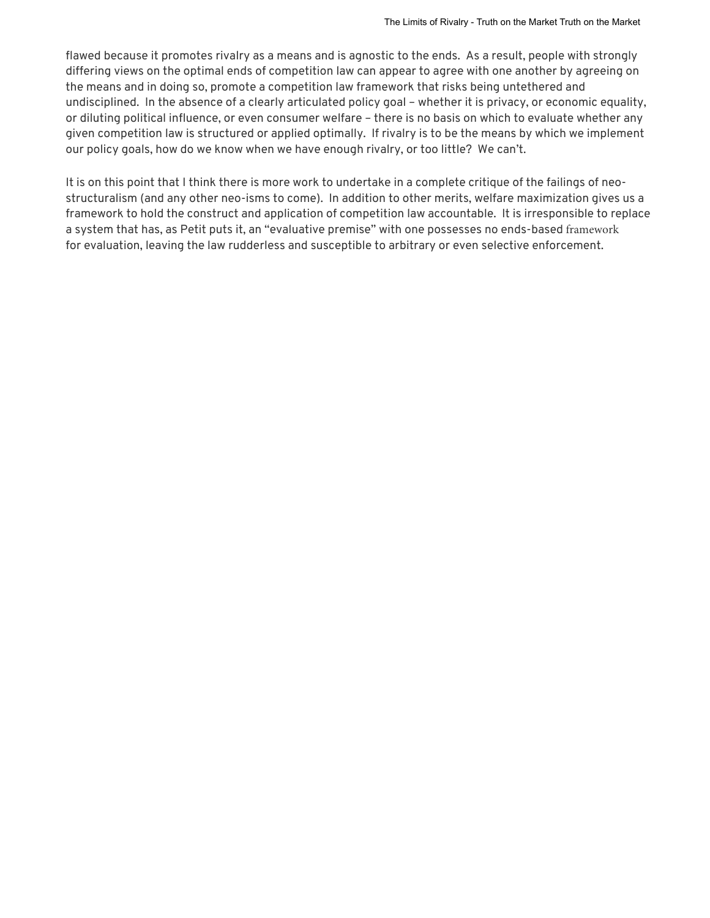flawed because it promotes rivalry as a means and is agnostic to the ends. As a result, people with strongly differing views on the optimal ends of competition law can appear to agree with one another by agreeing on the means and in doing so, promote a competition law framework that risks being untethered and undisciplined. In the absence of a clearly articulated policy goal – whether it is privacy, or economic equality, or diluting political influence, or even consumer welfare – there is no basis on which to evaluate whether any given competition law is structured or applied optimally. If rivalry is to be the means by which we implement our policy goals, how do we know when we have enough rivalry, or too little? We can't.

It is on this point that I think there is more work to undertake in a complete critique of the failings of neo-structuralism (and any other neo-isms to come). In addition to other merits, welfare maximization gives us a framework to hold the construct and application of competition law accountable. It is irresponsible to replace a system that has, as Petit puts it, an "evaluative premise" with one possesses no ends-based framework for evaluation, leaving the law rudderless and susceptible to arbitrary or even selective enforcement.